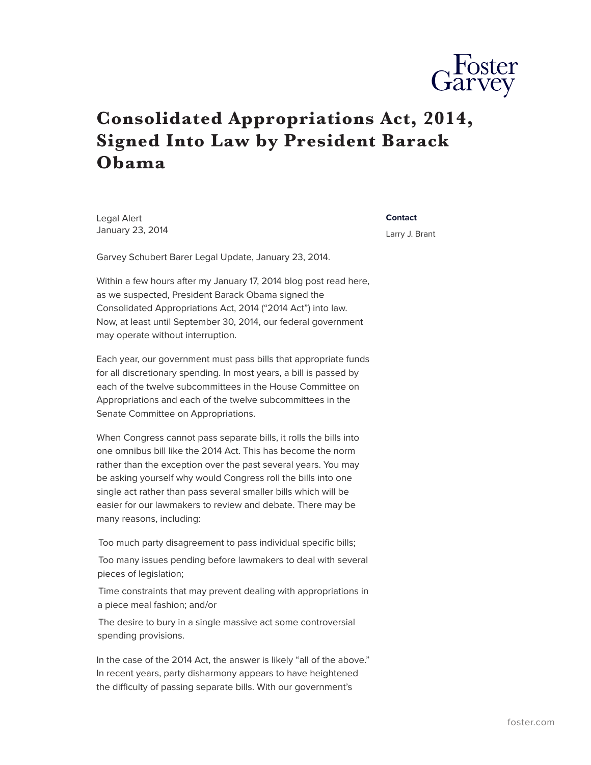# Consolidated Appropriations Act, 2014, Signed Into Law by President Barack Obama

Legal Alert
January 23, 2014

**Contact**

Larry J. Brant

Garvey Schubert Barer Legal Update, January 23, 2014.

Within a few hours after my January 17, 2014 blog post read here, as we suspected, President Barack Obama signed the Consolidated Appropriations Act, 2014 ("2014 Act") into law. Now, at least until September 30, 2014, our federal government may operate without interruption.

Each year, our government must pass bills that appropriate funds for all discretionary spending. In most years, a bill is passed by each of the twelve subcommittees in the House Committee on Appropriations and each of the twelve subcommittees in the Senate Committee on Appropriations.

When Congress cannot pass separate bills, it rolls the bills into one omnibus bill like the 2014 Act. This has become the norm rather than the exception over the past several years. You may be asking yourself why would Congress roll the bills into one single act rather than pass several smaller bills which will be easier for our lawmakers to review and debate. There may be many reasons, including:

- Too much party disagreement to pass individual specific bills;
- Too many issues pending before lawmakers to deal with several pieces of legislation;
- Time constraints that may prevent dealing with appropriations in a piece meal fashion; and/or
- The desire to bury in a single massive act some controversial spending provisions.

In the case of the 2014 Act, the answer is likely "all of the above." In recent years, party disharmony appears to have heightened the difficulty of passing separate bills. With our government's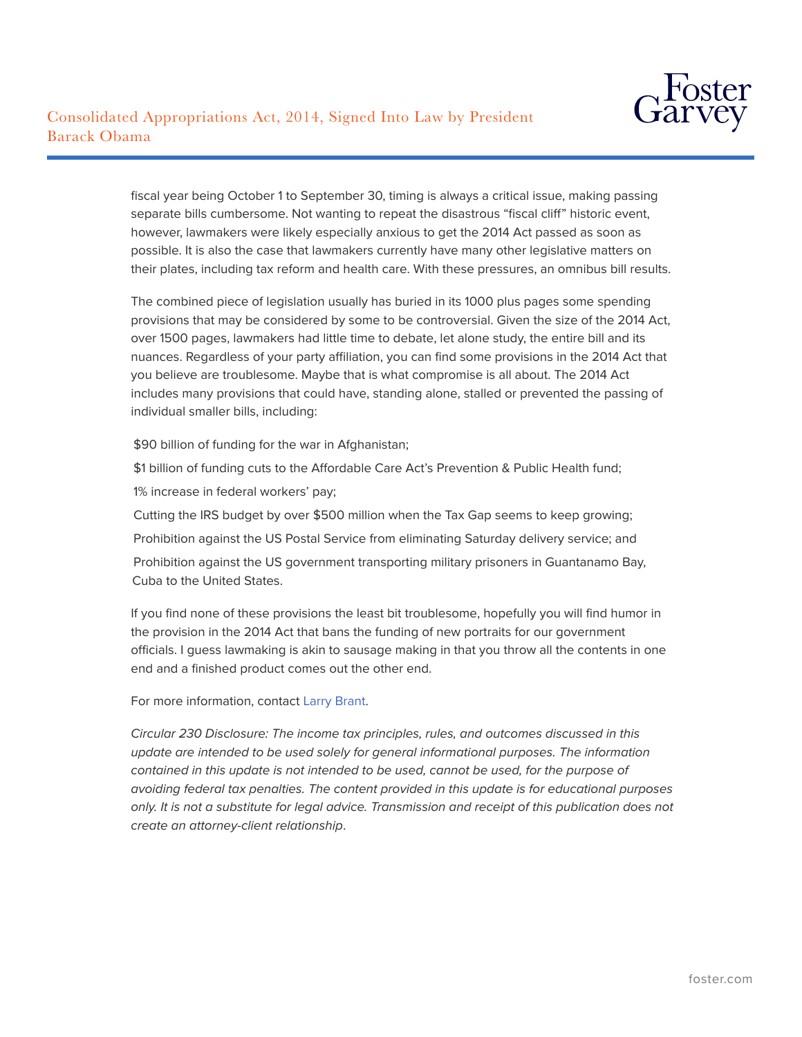fiscal year being October 1 to September 30, timing is always a critical issue, making passing separate bills cumbersome. Not wanting to repeat the disastrous "fiscal cliff" historic event, however, lawmakers were likely especially anxious to get the 2014 Act passed as soon as possible. It is also the case that lawmakers currently have many other legislative matters on their plates, including tax reform and health care. With these pressures, an omnibus bill results.

The combined piece of legislation usually has buried in its 1000 plus pages some spending provisions that may be considered by some to be controversial. Given the size of the 2014 Act, over 1500 pages, lawmakers had little time to debate, let alone study, the entire bill and its nuances. Regardless of your party affiliation, you can find some provisions in the 2014 Act that you believe are troublesome. Maybe that is what compromise is all about. The 2014 Act includes many provisions that could have, standing alone, stalled or prevented the passing of individual smaller bills, including:

$90 billion of funding for the war in Afghanistan;

$1 billion of funding cuts to the Affordable Care Act's Prevention & Public Health fund;

1% increase in federal workers' pay;

Cutting the IRS budget by over $500 million when the Tax Gap seems to keep growing;

Prohibition against the US Postal Service from eliminating Saturday delivery service; and

Prohibition against the US government transporting military prisoners in Guantanamo Bay, Cuba to the United States.

If you find none of these provisions the least bit troublesome, hopefully you will find humor in the provision in the 2014 Act that bans the funding of new portraits for our government officials. I guess lawmaking is akin to sausage making in that you throw all the contents in one end and a finished product comes out the other end.

For more information, contact Larry Brant.

*Circular 230 Disclosure: The income tax principles, rules, and outcomes discussed in this update are intended to be used solely for general informational purposes. The information contained in this update is not intended to be used, cannot be used, for the purpose of avoiding federal tax penalties. The content provided in this update is for educational purposes only. It is not a substitute for legal advice. Transmission and receipt of this publication does not create an attorney-client relationship.*